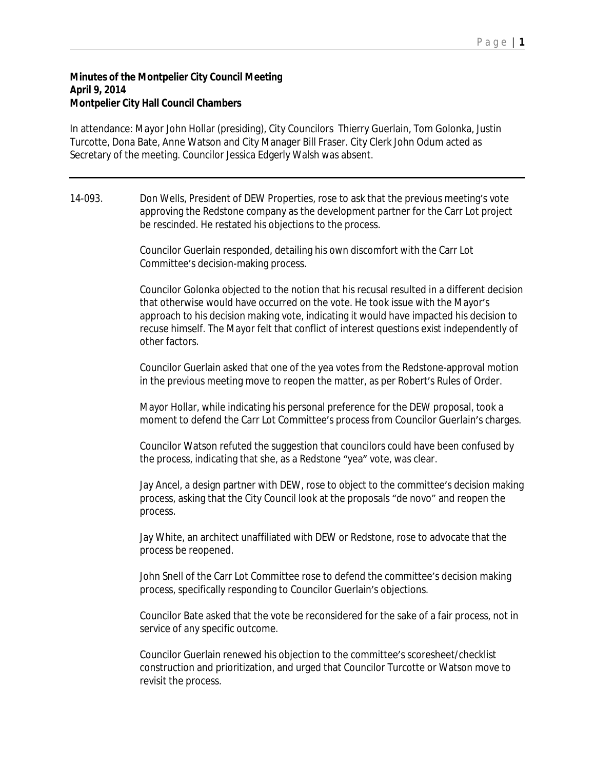**Minutes of the Montpelier City Council Meeting**
**April 9, 2014**
**Montpelier City Hall Council Chambers**

In attendance: Mayor John Hollar (presiding), City Councilors Thierry Guerlain, Tom Golonka, Justin Turcotte, Dona Bate, Anne Watson and City Manager Bill Fraser. City Clerk John Odum acted as Secretary of the meeting. Councilor Jessica Edgerly Walsh was absent.

---

14-093. Don Wells, President of DEW Properties, rose to ask that the previous meeting's vote approving the Redstone company as the development partner for the Carr Lot project be rescinded. He restated his objections to the process.

Councilor Guerlain responded, detailing his own discomfort with the Carr Lot Committee's decision-making process.

Councilor Golonka objected to the notion that his recusal resulted in a different decision that otherwise would have occurred on the vote. He took issue with the Mayor's approach to his decision making vote, indicating it would have impacted his decision to recuse himself. The Mayor felt that conflict of interest questions exist independently of other factors.

Councilor Guerlain asked that one of the yea votes from the Redstone-approval motion in the previous meeting move to reopen the matter, as per Robert's Rules of Order.

Mayor Hollar, while indicating his personal preference for the DEW proposal, took a moment to defend the Carr Lot Committee's process from Councilor Guerlain's charges.

Councilor Watson refuted the suggestion that councilors could have been confused by the process, indicating that she, as a Redstone "yea" vote, was clear.

Jay Ancel, a design partner with DEW, rose to object to the committee's decision making process, asking that the City Council look at the proposals "de novo" and reopen the process.

Jay White, an architect unaffiliated with DEW or Redstone, rose to advocate that the process be reopened.

John Snell of the Carr Lot Committee rose to defend the committee's decision making process, specifically responding to Councilor Guerlain's objections.

Councilor Bate asked that the vote be reconsidered for the sake of a fair process, not in service of any specific outcome.

Councilor Guerlain renewed his objection to the committee's scoresheet/checklist construction and prioritization, and urged that Councilor Turcotte or Watson move to revisit the process.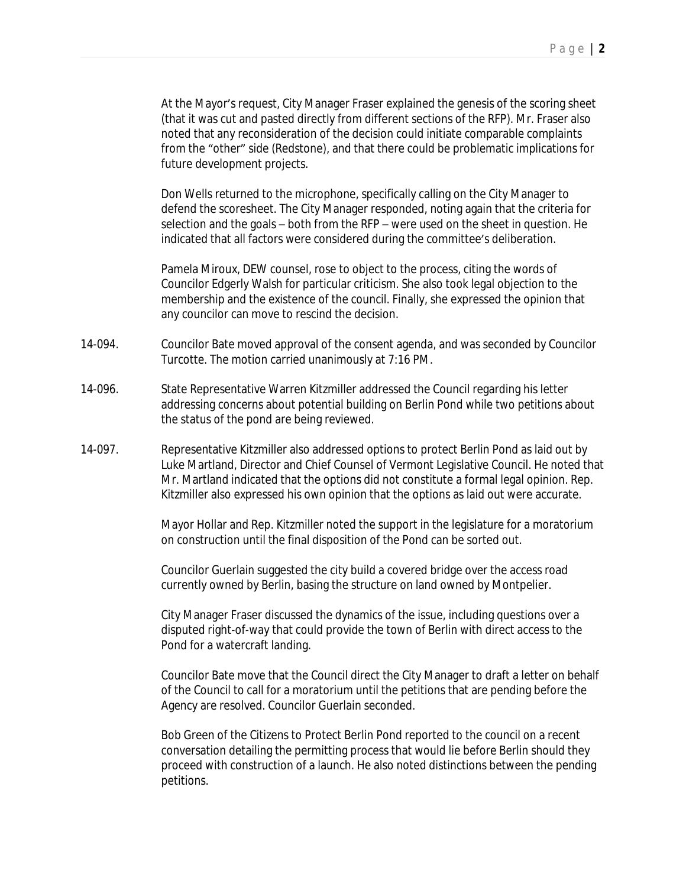At the Mayor's request, City Manager Fraser explained the genesis of the scoring sheet (that it was cut and pasted directly from different sections of the RFP). Mr. Fraser also noted that any reconsideration of the decision could initiate comparable complaints from the "other" side (Redstone), and that there could be problematic implications for future development projects.

Don Wells returned to the microphone, specifically calling on the City Manager to defend the scoresheet. The City Manager responded, noting again that the criteria for selection and the goals – both from the RFP – were used on the sheet in question. He indicated that all factors were considered during the committee's deliberation.

Pamela Miroux, DEW counsel, rose to object to the process, citing the words of Councilor Edgerly Walsh for particular criticism. She also took legal objection to the membership and the existence of the council. Finally, she expressed the opinion that any councilor can move to rescind the decision.

14-094. Councilor Bate moved approval of the consent agenda, and was seconded by Councilor Turcotte. The motion carried unanimously at 7:16 PM.

14-096. State Representative Warren Kitzmiller addressed the Council regarding his letter addressing concerns about potential building on Berlin Pond while two petitions about the status of the pond are being reviewed.

14-097. Representative Kitzmiller also addressed options to protect Berlin Pond as laid out by Luke Martland, Director and Chief Counsel of Vermont Legislative Council. He noted that Mr. Martland indicated that the options did not constitute a formal legal opinion. Rep. Kitzmiller also expressed his own opinion that the options as laid out were accurate.

Mayor Hollar and Rep. Kitzmiller noted the support in the legislature for a moratorium on construction until the final disposition of the Pond can be sorted out.

Councilor Guerlain suggested the city build a covered bridge over the access road currently owned by Berlin, basing the structure on land owned by Montpelier.

City Manager Fraser discussed the dynamics of the issue, including questions over a disputed right-of-way that could provide the town of Berlin with direct access to the Pond for a watercraft landing.

Councilor Bate move that the Council direct the City Manager to draft a letter on behalf of the Council to call for a moratorium until the petitions that are pending before the Agency are resolved. Councilor Guerlain seconded.

Bob Green of the Citizens to Protect Berlin Pond reported to the council on a recent conversation detailing the permitting process that would lie before Berlin should they proceed with construction of a launch. He also noted distinctions between the pending petitions.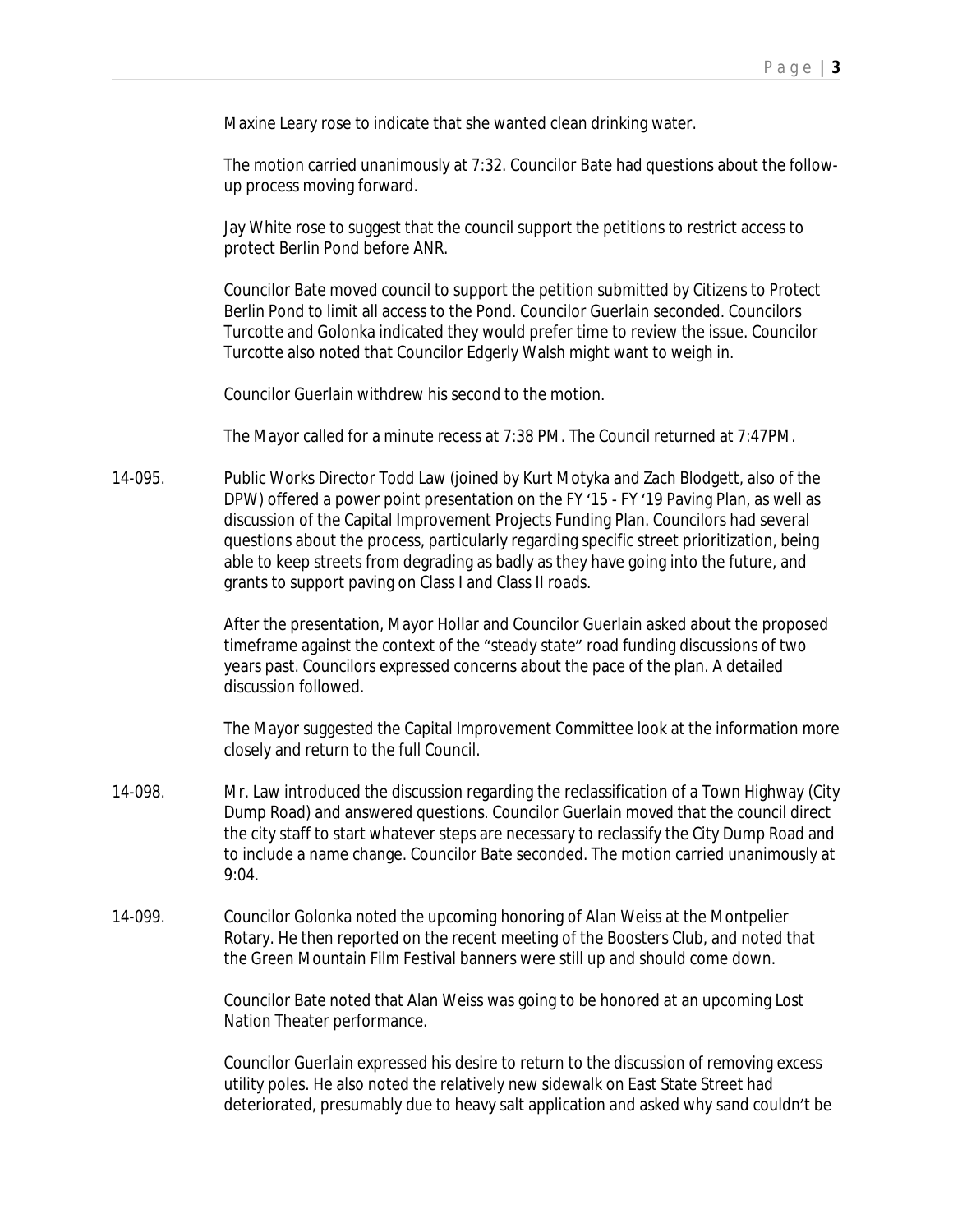Maxine Leary rose to indicate that she wanted clean drinking water.

The motion carried unanimously at 7:32. Councilor Bate had questions about the follow-up process moving forward.

Jay White rose to suggest that the council support the petitions to restrict access to protect Berlin Pond before ANR.

Councilor Bate moved council to support the petition submitted by Citizens to Protect Berlin Pond to limit all access to the Pond. Councilor Guerlain seconded. Councilors Turcotte and Golonka indicated they would prefer time to review the issue. Councilor Turcotte also noted that Councilor Edgerly Walsh might want to weigh in.

Councilor Guerlain withdrew his second to the motion.

The Mayor called for a minute recess at 7:38 PM. The Council returned at 7:47PM.

14-095. Public Works Director Todd Law (joined by Kurt Motyka and Zach Blodgett, also of the DPW) offered a power point presentation on the FY '15 - FY '19 Paving Plan, as well as discussion of the Capital Improvement Projects Funding Plan. Councilors had several questions about the process, particularly regarding specific street prioritization, being able to keep streets from degrading as badly as they have going into the future, and grants to support paving on Class I and Class II roads.

After the presentation, Mayor Hollar and Councilor Guerlain asked about the proposed timeframe against the context of the "steady state" road funding discussions of two years past. Councilors expressed concerns about the pace of the plan. A detailed discussion followed.

The Mayor suggested the Capital Improvement Committee look at the information more closely and return to the full Council.

14-098. Mr. Law introduced the discussion regarding the reclassification of a Town Highway (City Dump Road) and answered questions. Councilor Guerlain moved that the council direct the city staff to start whatever steps are necessary to reclassify the City Dump Road and to include a name change. Councilor Bate seconded. The motion carried unanimously at 9:04.

14-099. Councilor Golonka noted the upcoming honoring of Alan Weiss at the Montpelier Rotary. He then reported on the recent meeting of the Boosters Club, and noted that the Green Mountain Film Festival banners were still up and should come down.

Councilor Bate noted that Alan Weiss was going to be honored at an upcoming Lost Nation Theater performance.

Councilor Guerlain expressed his desire to return to the discussion of removing excess utility poles. He also noted the relatively new sidewalk on East State Street had deteriorated, presumably due to heavy salt application and asked why sand couldn't be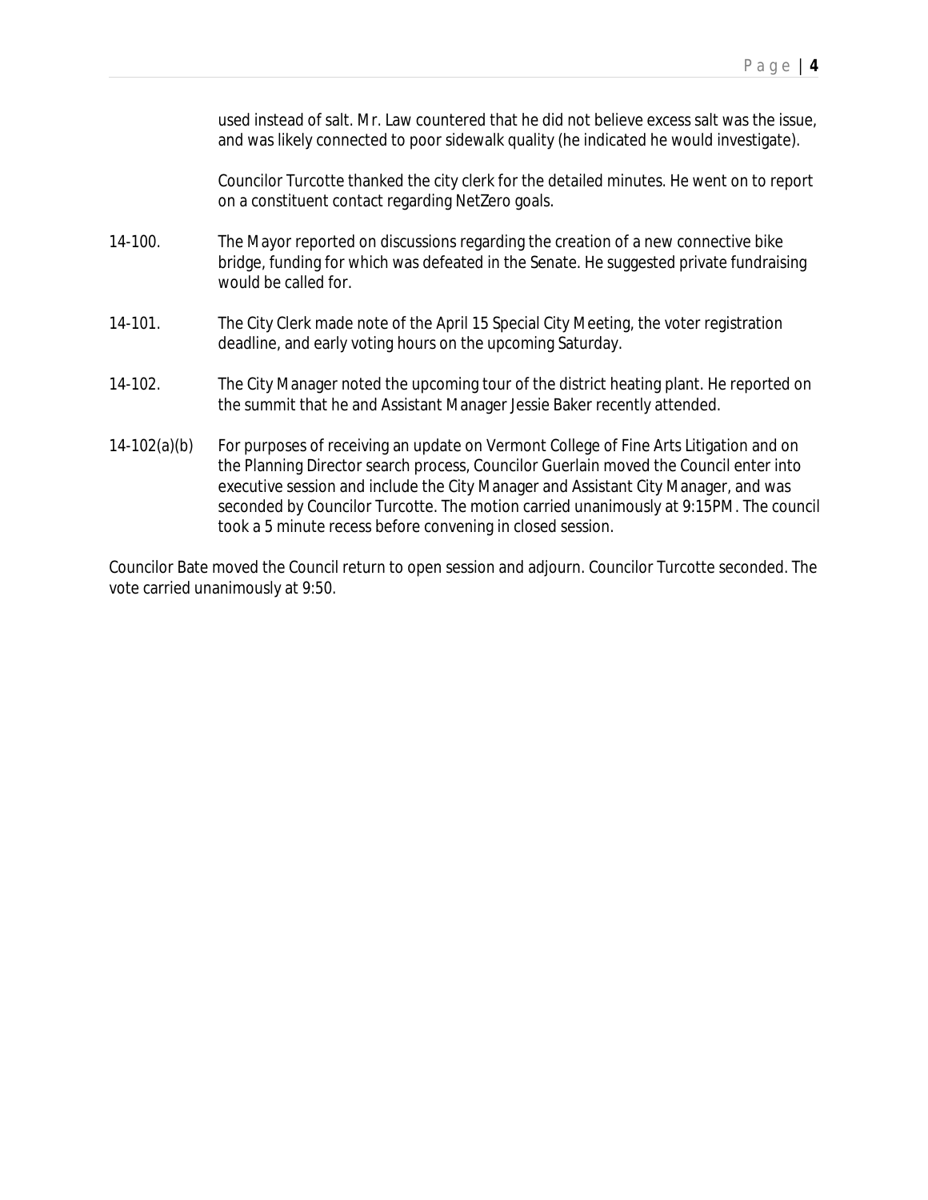used instead of salt. Mr. Law countered that he did not believe excess salt was the issue, and was likely connected to poor sidewalk quality (he indicated he would investigate).

Councilor Turcotte thanked the city clerk for the detailed minutes. He went on to report on a constituent contact regarding NetZero goals.

14-100. The Mayor reported on discussions regarding the creation of a new connective bike bridge, funding for which was defeated in the Senate. He suggested private fundraising would be called for.

14-101. The City Clerk made note of the April 15 Special City Meeting, the voter registration deadline, and early voting hours on the upcoming Saturday.

14-102. The City Manager noted the upcoming tour of the district heating plant. He reported on the summit that he and Assistant Manager Jessie Baker recently attended.

14-102(a)(b) For purposes of receiving an update on Vermont College of Fine Arts Litigation and on the Planning Director search process, Councilor Guerlain moved the Council enter into executive session and include the City Manager and Assistant City Manager, and was seconded by Councilor Turcotte. The motion carried unanimously at 9:15PM. The council took a 5 minute recess before convening in closed session.

Councilor Bate moved the Council return to open session and adjourn. Councilor Turcotte seconded. The vote carried unanimously at 9:50.